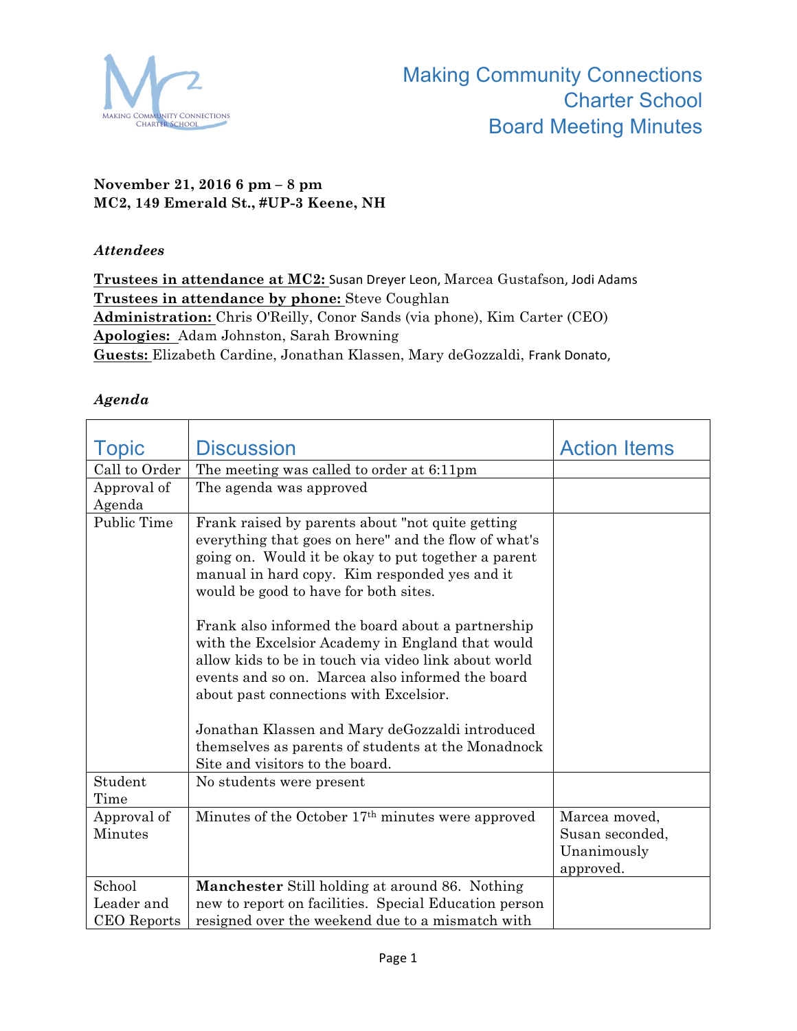# Making Community Connections Charter School Board Meeting Minutes

**November 21, 2016 6 pm – 8 pm**
**MC2, 149 Emerald St., #UP-3 Keene, NH**

### *Attendees*

**Trustees in attendance at MC2:** Susan Dreyer Leon, Marcea Gustafson, Jodi Adams
**Trustees in attendance by phone:** Steve Coughlan
**Administration:** Chris O'Reilly, Conor Sands (via phone), Kim Carter (CEO)
**Apologies:** Adam Johnston, Sarah Browning
**Guests:** Elizabeth Cardine, Jonathan Klassen, Mary deGozzaldi, Frank Donato,

### *Agenda*

| Topic | Discussion | Action Items |
|---|---|---|
| Call to Order | The meeting was called to order at 6:11pm | |
| Approval of Agenda | The agenda was approved | |
| Public Time | Frank raised by parents about "not quite getting everything that goes on here" and the flow of what's going on. Would it be okay to put together a parent manual in hard copy. Kim responded yes and it would be good to have for both sites.<br><br>Frank also informed the board about a partnership with the Excelsior Academy in England that would allow kids to be in touch via video link about world events and so on. Marcea also informed the board about past connections with Excelsior.<br><br>Jonathan Klassen and Mary deGozzaldi introduced themselves as parents of students at the Monadnock Site and visitors to the board. | |
| Student Time | No students were present | |
| Approval of Minutes | Minutes of the October 17th minutes were approved | Marcea moved, Susan seconded, Unanimously approved. |
| School Leader and CEO Reports | **Manchester** Still holding at around 86. Nothing new to report on facilities. Special Education person resigned over the weekend due to a mismatch with | |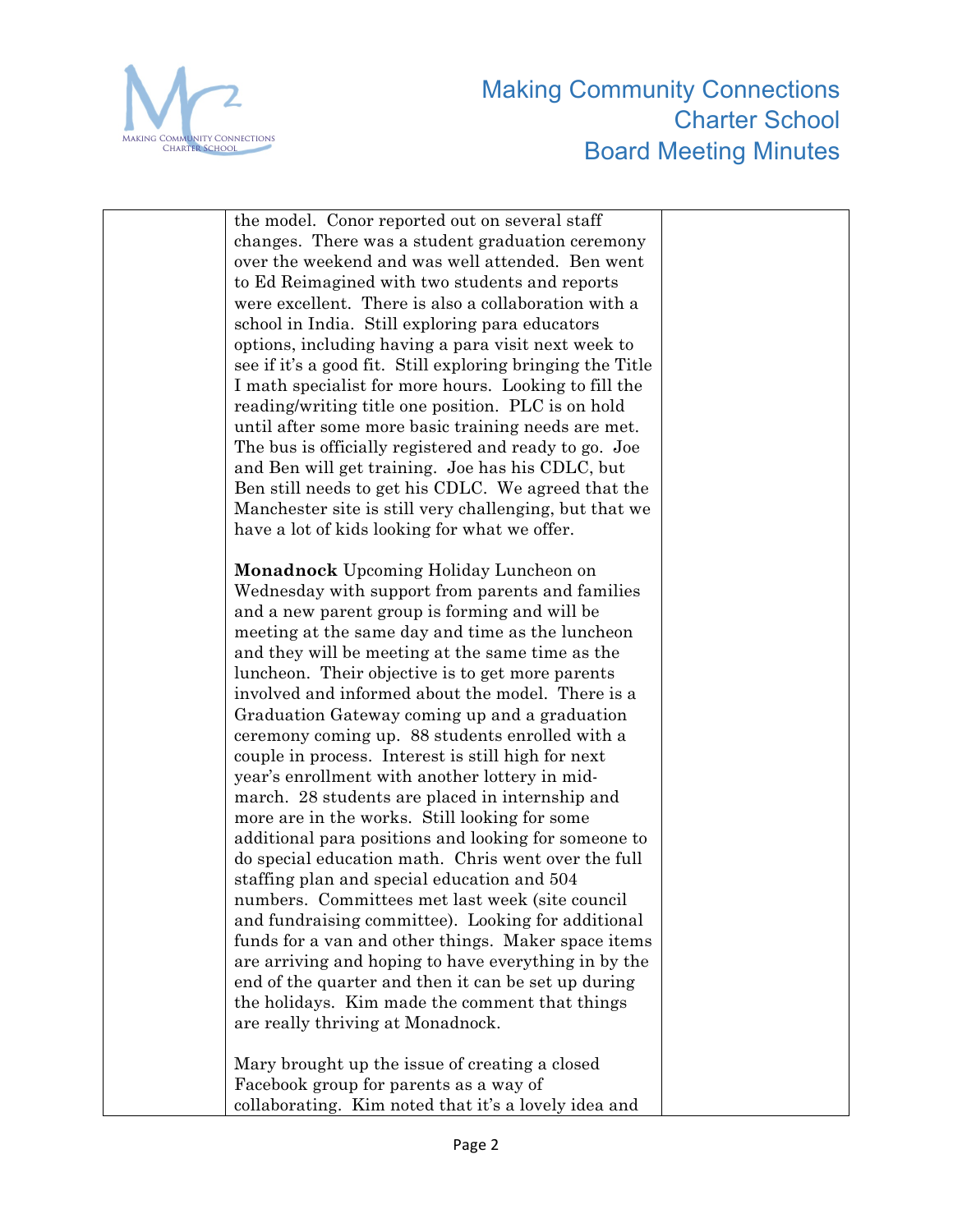| | | |
|---|---|---|
| | the model. Conor reported out on several staff changes. There was a student graduation ceremony over the weekend and was well attended. Ben went to Ed Reimagined with two students and reports were excellent. There is also a collaboration with a school in India. Still exploring para educators options, including having a para visit next week to see if it's a good fit. Still exploring bringing the Title I math specialist for more hours. Looking to fill the reading/writing title one position. PLC is on hold until after some more basic training needs are met. The bus is officially registered and ready to go. Joe and Ben will get training. Joe has his CDLC, but Ben still needs to get his CDLC. We agreed that the Manchester site is still very challenging, but that we have a lot of kids looking for what we offer.<br><br>**Monadnock** Upcoming Holiday Luncheon on Wednesday with support from parents and families and a new parent group is forming and will be meeting at the same day and time as the luncheon and they will be meeting at the same time as the luncheon. Their objective is to get more parents involved and informed about the model. There is a Graduation Gateway coming up and a graduation ceremony coming up. 88 students enrolled with a couple in process. Interest is still high for next year's enrollment with another lottery in mid-march. 28 students are placed in internship and more are in the works. Still looking for some additional para positions and looking for someone to do special education math. Chris went over the full staffing plan and special education and 504 numbers. Committees met last week (site council and fundraising committee). Looking for additional funds for a van and other things. Maker space items are arriving and hoping to have everything in by the end of the quarter and then it can be set up during the holidays. Kim made the comment that things are really thriving at Monadnock.<br><br>Mary brought up the issue of creating a closed Facebook group for parents as a way of collaborating. Kim noted that it's a lovely idea and | |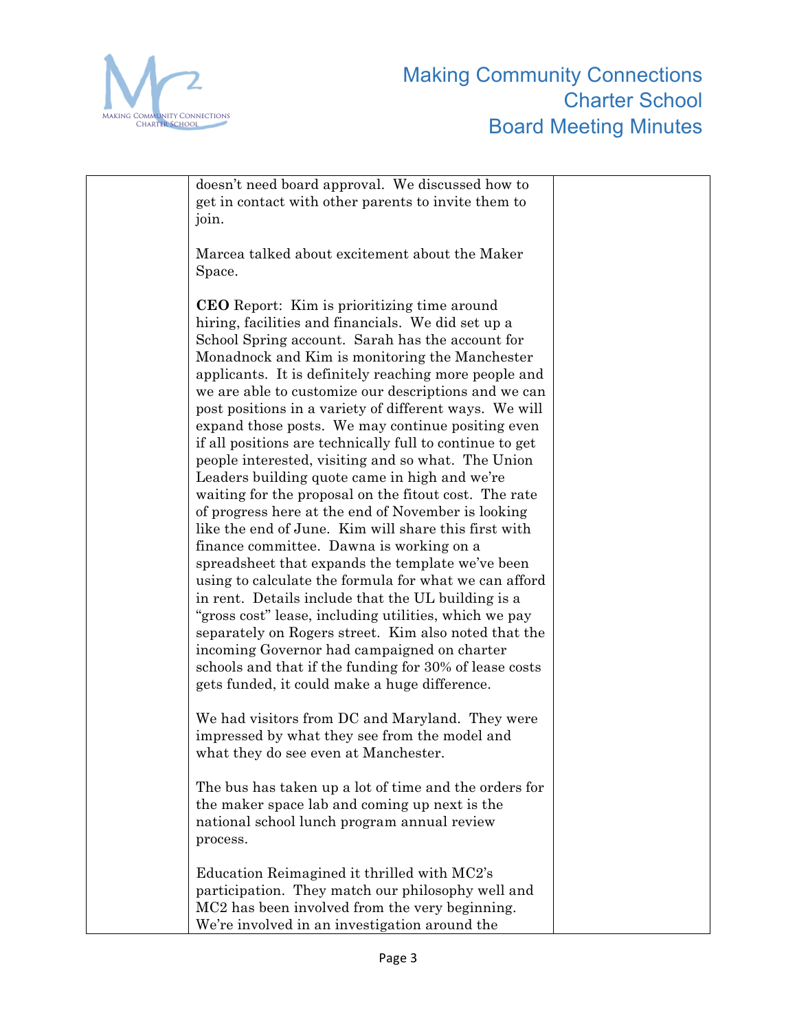| | doesn't need board approval. We discussed how to get in contact with other parents to invite them to join.<br><br>Marcea talked about excitement about the Maker Space.<br><br>**CEO** Report: Kim is prioritizing time around hiring, facilities and financials. We did set up a School Spring account. Sarah has the account for Monadnock and Kim is monitoring the Manchester applicants. It is definitely reaching more people and we are able to customize our descriptions and we can post positions in a variety of different ways. We will expand those posts. We may continue positing even if all positions are technically full to continue to get people interested, visiting and so what. The Union Leaders building quote came in high and we're waiting for the proposal on the fitout cost. The rate of progress here at the end of November is looking like the end of June. Kim will share this first with finance committee. Dawna is working on a spreadsheet that expands the template we've been using to calculate the formula for what we can afford in rent. Details include that the UL building is a "gross cost" lease, including utilities, which we pay separately on Rogers street. Kim also noted that the incoming Governor had campaigned on charter schools and that if the funding for 30% of lease costs gets funded, it could make a huge difference.<br><br>We had visitors from DC and Maryland. They were impressed by what they see from the model and what they do see even at Manchester.<br><br>The bus has taken up a lot of time and the orders for the maker space lab and coming up next is the national school lunch program annual review process.<br><br>Education Reimagined it thrilled with MC2's participation. They match our philosophy well and MC2 has been involved from the very beginning. We're involved in an investigation around the | |
|---|---|---|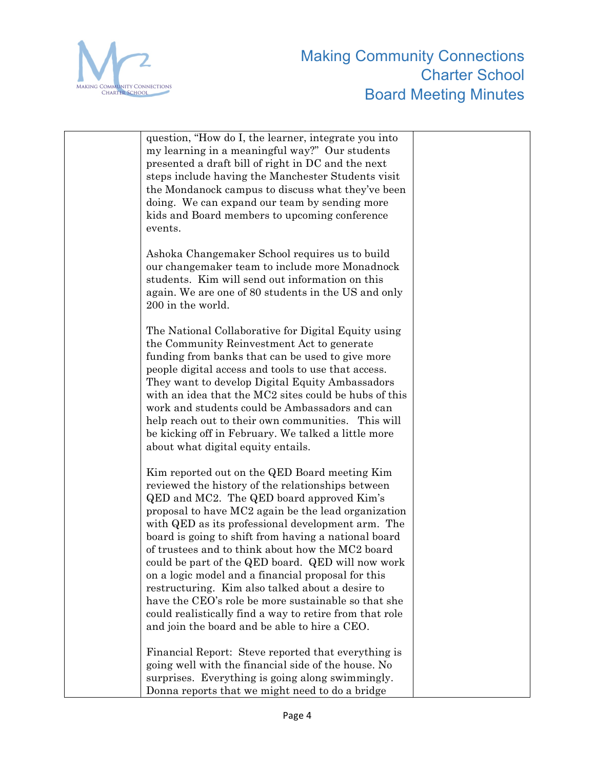| | | |
|---|---|---|
| | question, "How do I, the learner, integrate you into my learning in a meaningful way?" Our students presented a draft bill of right in DC and the next steps include having the Manchester Students visit the Mondanock campus to discuss what they've been doing. We can expand our team by sending more kids and Board members to upcoming conference events.<br><br>Ashoka Changemaker School requires us to build our changemaker team to include more Monadnock students. Kim will send out information on this again. We are one of 80 students in the US and only 200 in the world.<br><br>The National Collaborative for Digital Equity using the Community Reinvestment Act to generate funding from banks that can be used to give more people digital access and tools to use that access. They want to develop Digital Equity Ambassadors with an idea that the MC2 sites could be hubs of this work and students could be Ambassadors and can help reach out to their own communities. This will be kicking off in February. We talked a little more about what digital equity entails.<br><br>Kim reported out on the QED Board meeting Kim reviewed the history of the relationships between QED and MC2. The QED board approved Kim's proposal to have MC2 again be the lead organization with QED as its professional development arm. The board is going to shift from having a national board of trustees and to think about how the MC2 board could be part of the QED board. QED will now work on a logic model and a financial proposal for this restructuring. Kim also talked about a desire to have the CEO's role be more sustainable so that she could realistically find a way to retire from that role and join the board and be able to hire a CEO.<br><br>Financial Report: Steve reported that everything is going well with the financial side of the house. No surprises. Everything is going along swimmingly. Donna reports that we might need to do a bridge | |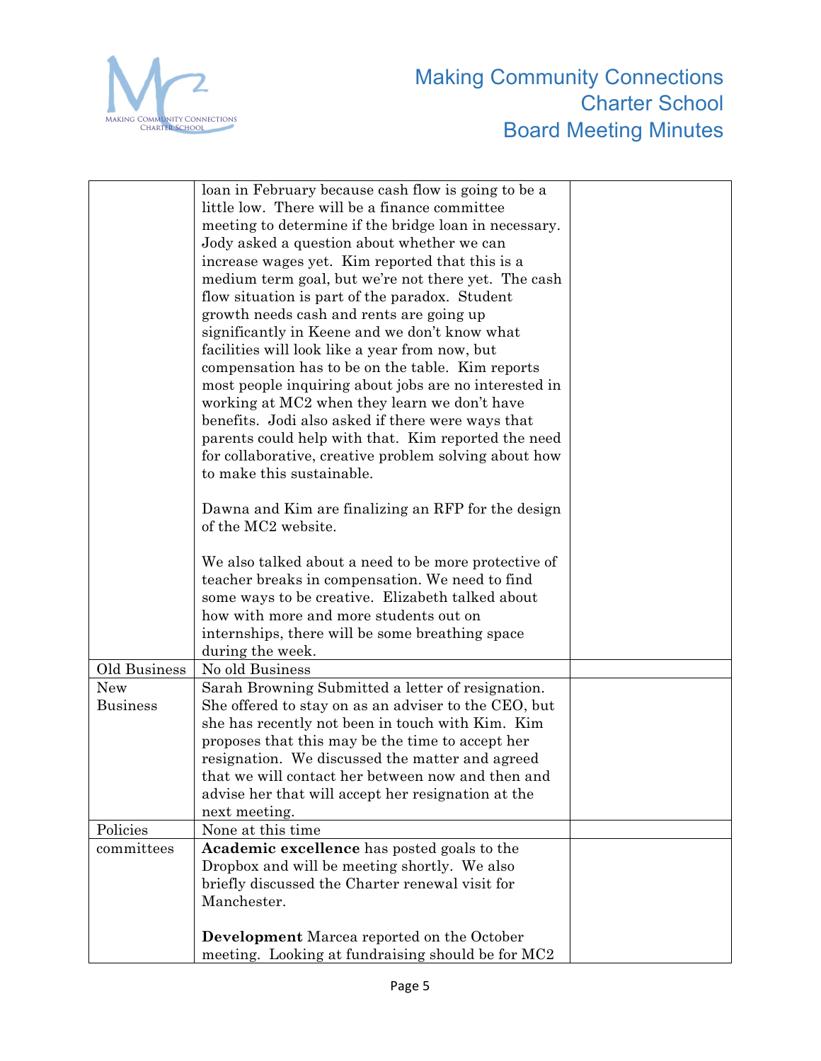| | | |
|---|---|---|
| | loan in February because cash flow is going to be a little low. There will be a finance committee meeting to determine if the bridge loan in necessary. Jody asked a question about whether we can increase wages yet. Kim reported that this is a medium term goal, but we're not there yet. The cash flow situation is part of the paradox. Student growth needs cash and rents are going up significantly in Keene and we don't know what facilities will look like a year from now, but compensation has to be on the table. Kim reports most people inquiring about jobs are no interested in working at MC2 when they learn we don't have benefits. Jodi also asked if there were ways that parents could help with that. Kim reported the need for collaborative, creative problem solving about how to make this sustainable.<br><br>Dawna and Kim are finalizing an RFP for the design of the MC2 website.<br><br>We also talked about a need to be more protective of teacher breaks in compensation. We need to find some ways to be creative. Elizabeth talked about how with more and more students out on internships, there will be some breathing space during the week. | |
| Old Business | No old Business | |
| New Business | Sarah Browning Submitted a letter of resignation. She offered to stay on as an adviser to the CEO, but she has recently not been in touch with Kim. Kim proposes that this may be the time to accept her resignation. We discussed the matter and agreed that we will contact her between now and then and advise her that will accept her resignation at the next meeting. | |
| Policies | None at this time | |
| committees | **Academic excellence** has posted goals to the Dropbox and will be meeting shortly. We also briefly discussed the Charter renewal visit for Manchester.<br><br>**Development** Marcea reported on the October meeting. Looking at fundraising should be for MC2 | |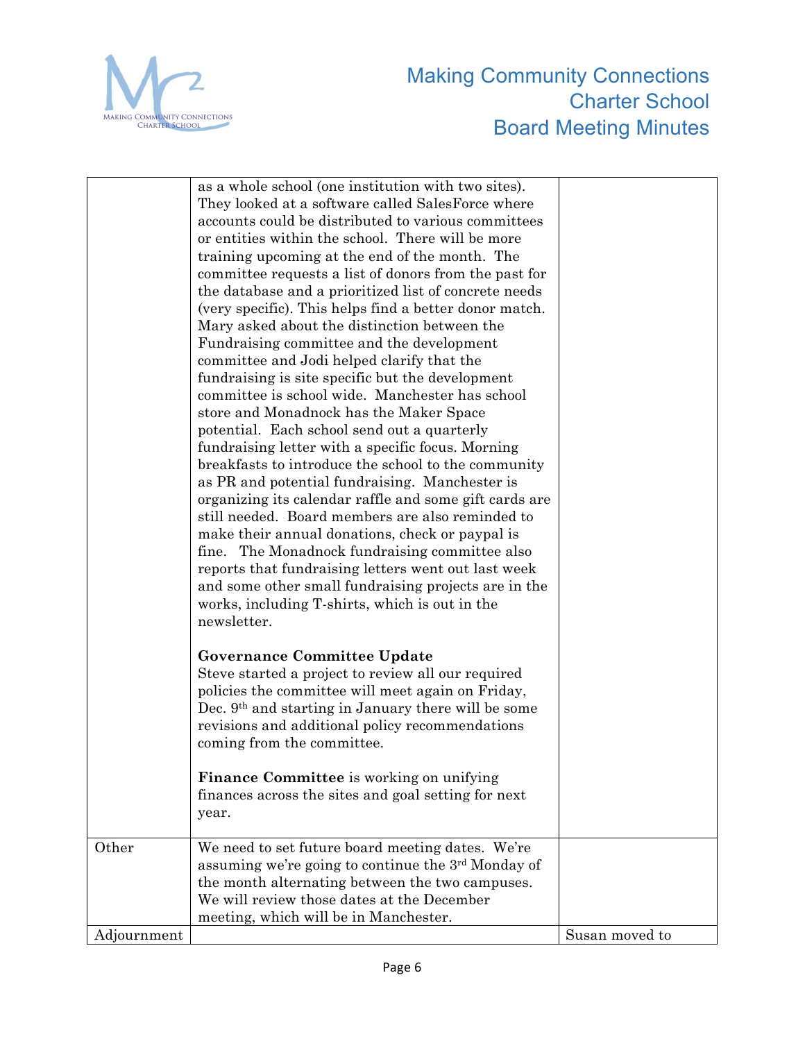| | | |
|---|---|---|
| | as a whole school (one institution with two sites). They looked at a software called SalesForce where accounts could be distributed to various committees or entities within the school. There will be more training upcoming at the end of the month. The committee requests a list of donors from the past for the database and a prioritized list of concrete needs (very specific). This helps find a better donor match. Mary asked about the distinction between the Fundraising committee and the development committee and Jodi helped clarify that the fundraising is site specific but the development committee is school wide. Manchester has school store and Monadnock has the Maker Space potential. Each school send out a quarterly fundraising letter with a specific focus. Morning breakfasts to introduce the school to the community as PR and potential fundraising. Manchester is organizing its calendar raffle and some gift cards are still needed. Board members are also reminded to make their annual donations, check or paypal is fine. The Monadnock fundraising committee also reports that fundraising letters went out last week and some other small fundraising projects are in the works, including T-shirts, which is out in the newsletter.<br><br>**Governance Committee Update**<br>Steve started a project to review all our required policies the committee will meet again on Friday, Dec. 9th and starting in January there will be some revisions and additional policy recommendations coming from the committee.<br><br>**Finance Committee** is working on unifying finances across the sites and goal setting for next year. | |
| Other | We need to set future board meeting dates. We're assuming we're going to continue the 3rd Monday of the month alternating between the two campuses. We will review those dates at the December meeting, which will be in Manchester. | |
| Adjournment | | Susan moved to |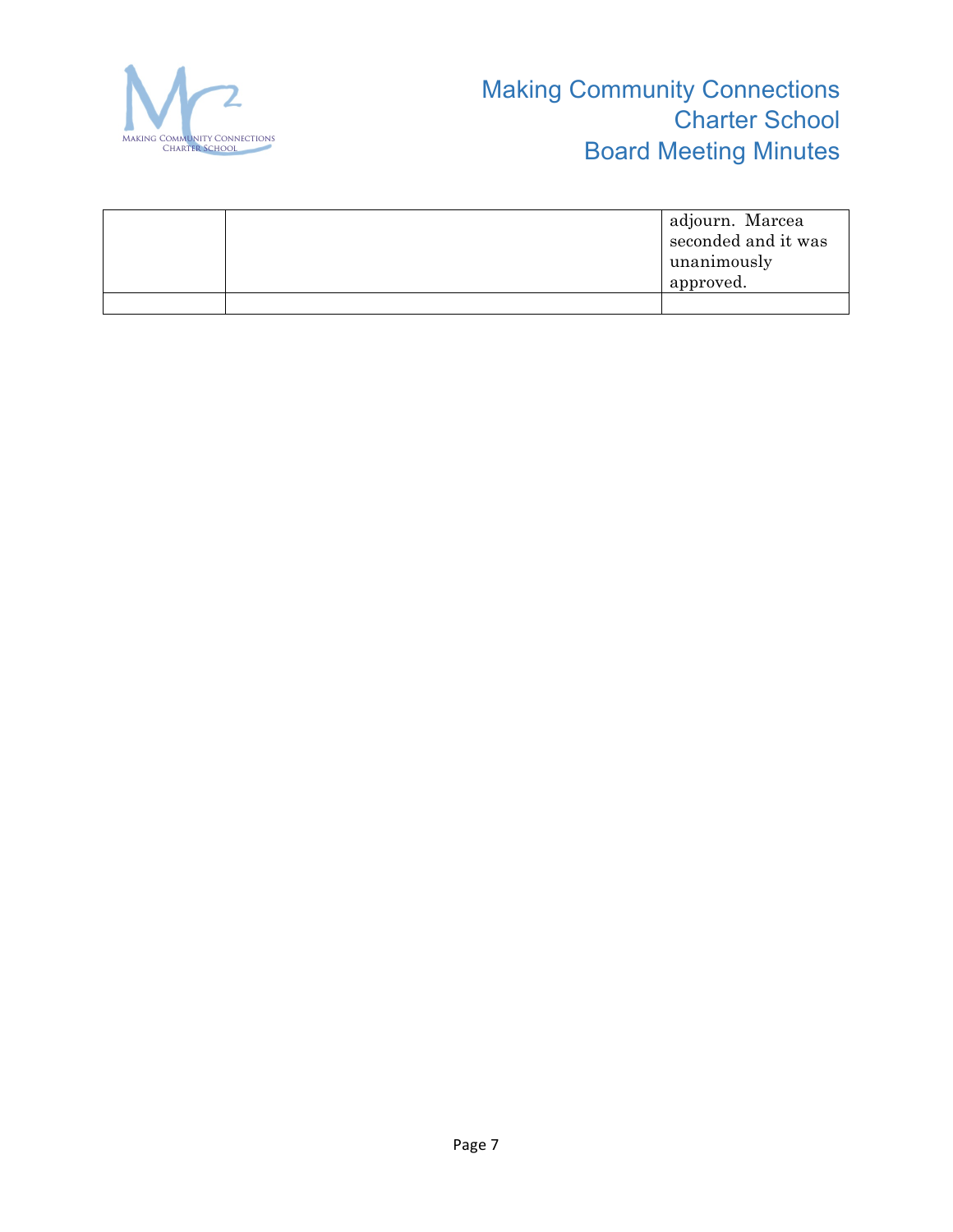| | | |
|---|---|---|
| | | adjourn. Marcea seconded and it was unanimously approved. |
| | | |